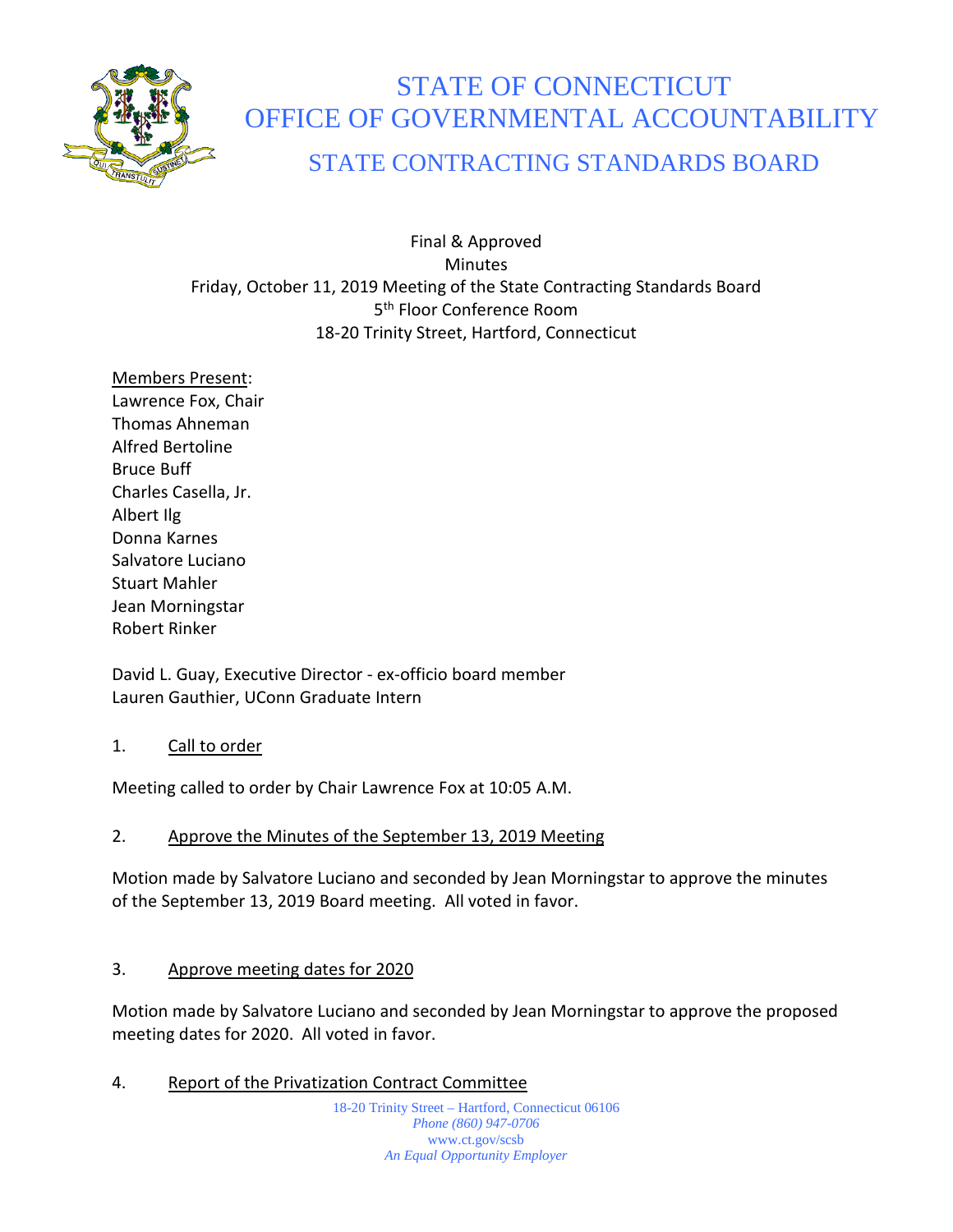# STATE OF CONNECTICUT
# OFFICE OF GOVERNMENTAL ACCOUNTABILITY
## STATE CONTRACTING STANDARDS BOARD

Final & Approved
Minutes
Friday, October 11, 2019 Meeting of the State Contracting Standards Board
5th Floor Conference Room
18-20 Trinity Street, Hartford, Connecticut

Members Present:
Lawrence Fox, Chair
Thomas Ahneman
Alfred Bertoline
Bruce Buff
Charles Casella, Jr.
Albert Ilg
Donna Karnes
Salvatore Luciano
Stuart Mahler
Jean Morningstar
Robert Rinker

David L. Guay, Executive Director - ex-officio board member
Lauren Gauthier, UConn Graduate Intern

1. Call to order

Meeting called to order by Chair Lawrence Fox at 10:05 A.M.

2. Approve the Minutes of the September 13, 2019 Meeting

Motion made by Salvatore Luciano and seconded by Jean Morningstar to approve the minutes of the September 13, 2019 Board meeting. All voted in favor.

3. Approve meeting dates for 2020

Motion made by Salvatore Luciano and seconded by Jean Morningstar to approve the proposed meeting dates for 2020. All voted in favor.

4. Report of the Privatization Contract Committee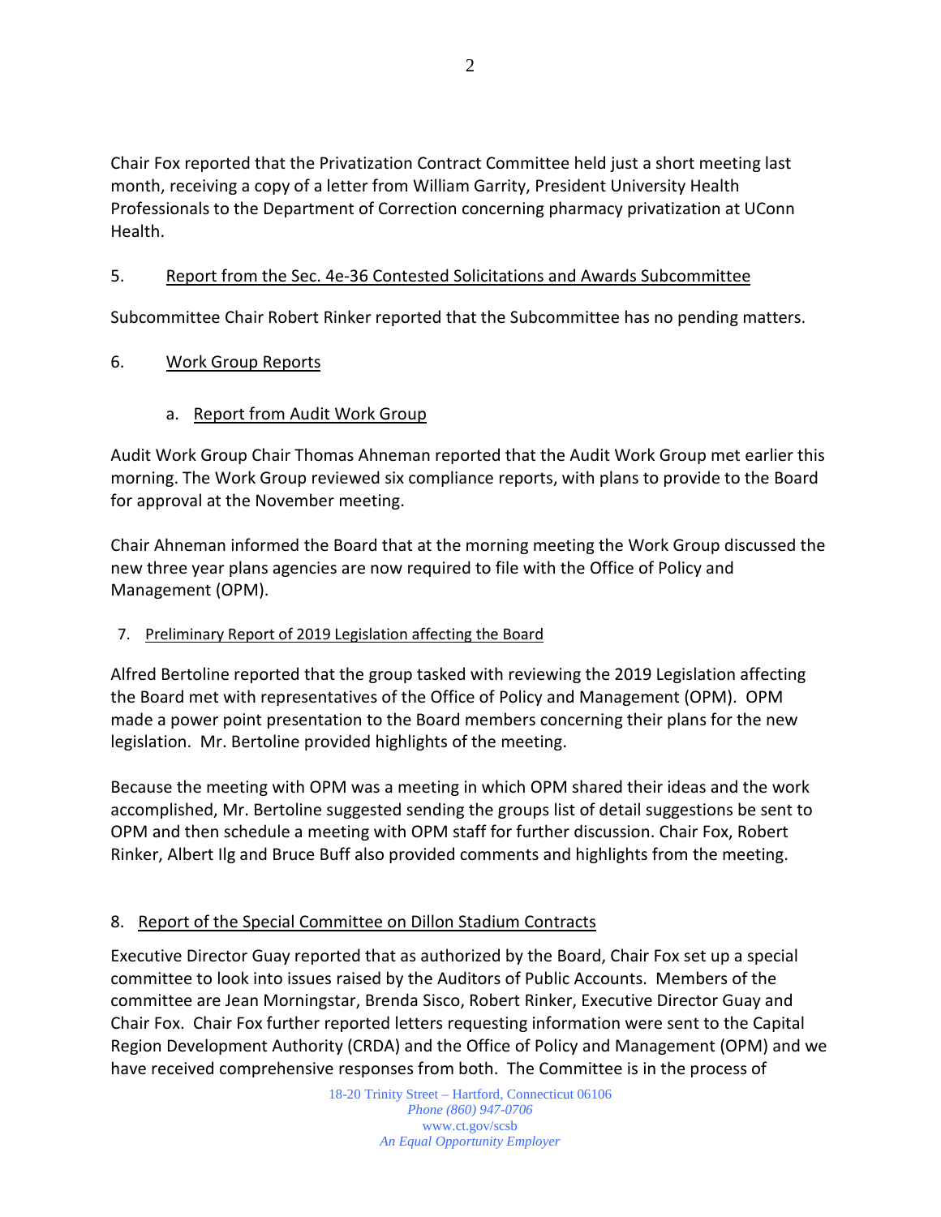Chair Fox reported that the Privatization Contract Committee held just a short meeting last month, receiving a copy of a letter from William Garrity, President University Health Professionals to the Department of Correction concerning pharmacy privatization at UConn Health.

5. Report from the Sec. 4e-36 Contested Solicitations and Awards Subcommittee

Subcommittee Chair Robert Rinker reported that the Subcommittee has no pending matters.

6. Work Group Reports

a. Report from Audit Work Group

Audit Work Group Chair Thomas Ahneman reported that the Audit Work Group met earlier this morning. The Work Group reviewed six compliance reports, with plans to provide to the Board for approval at the November meeting.

Chair Ahneman informed the Board that at the morning meeting the Work Group discussed the new three year plans agencies are now required to file with the Office of Policy and Management (OPM).

7. Preliminary Report of 2019 Legislation affecting the Board

Alfred Bertoline reported that the group tasked with reviewing the 2019 Legislation affecting the Board met with representatives of the Office of Policy and Management (OPM). OPM made a power point presentation to the Board members concerning their plans for the new legislation. Mr. Bertoline provided highlights of the meeting.

Because the meeting with OPM was a meeting in which OPM shared their ideas and the work accomplished, Mr. Bertoline suggested sending the groups list of detail suggestions be sent to OPM and then schedule a meeting with OPM staff for further discussion. Chair Fox, Robert Rinker, Albert Ilg and Bruce Buff also provided comments and highlights from the meeting.

8. Report of the Special Committee on Dillon Stadium Contracts

Executive Director Guay reported that as authorized by the Board, Chair Fox set up a special committee to look into issues raised by the Auditors of Public Accounts. Members of the committee are Jean Morningstar, Brenda Sisco, Robert Rinker, Executive Director Guay and Chair Fox. Chair Fox further reported letters requesting information were sent to the Capital Region Development Authority (CRDA) and the Office of Policy and Management (OPM) and we have received comprehensive responses from both. The Committee is in the process of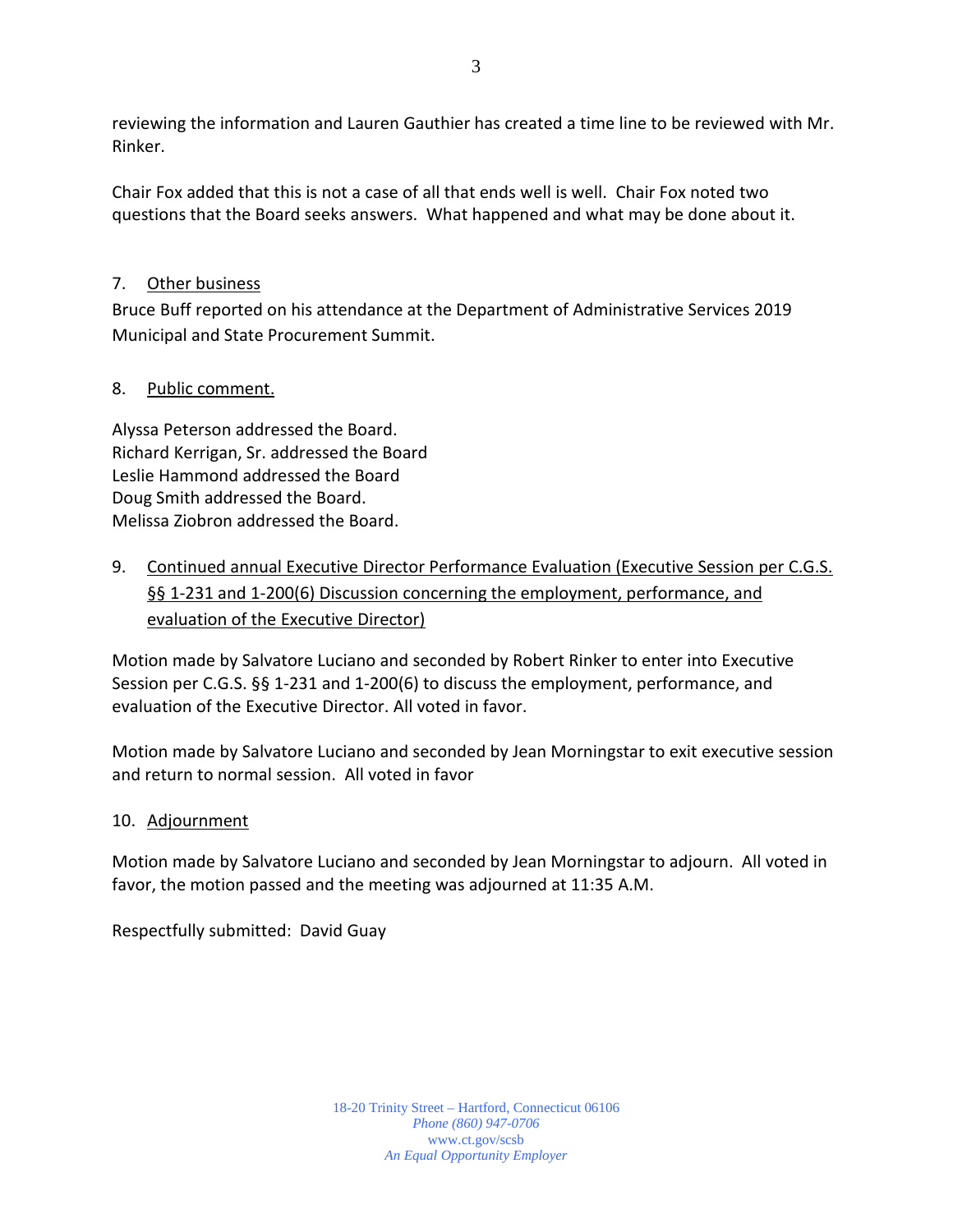reviewing the information and Lauren Gauthier has created a time line to be reviewed with Mr. Rinker.

Chair Fox added that this is not a case of all that ends well is well. Chair Fox noted two questions that the Board seeks answers. What happened and what may be done about it.

7. Other business

Bruce Buff reported on his attendance at the Department of Administrative Services 2019 Municipal and State Procurement Summit.

8. Public comment.

Alyssa Peterson addressed the Board.
Richard Kerrigan, Sr. addressed the Board
Leslie Hammond addressed the Board
Doug Smith addressed the Board.
Melissa Ziobron addressed the Board.

9. Continued annual Executive Director Performance Evaluation (Executive Session per C.G.S. §§ 1-231 and 1-200(6) Discussion concerning the employment, performance, and evaluation of the Executive Director)

Motion made by Salvatore Luciano and seconded by Robert Rinker to enter into Executive Session per C.G.S. §§ 1-231 and 1-200(6) to discuss the employment, performance, and evaluation of the Executive Director. All voted in favor.

Motion made by Salvatore Luciano and seconded by Jean Morningstar to exit executive session and return to normal session. All voted in favor

10. Adjournment

Motion made by Salvatore Luciano and seconded by Jean Morningstar to adjourn. All voted in favor, the motion passed and the meeting was adjourned at 11:35 A.M.

Respectfully submitted: David Guay

18-20 Trinity Street – Hartford, Connecticut 06106
*Phone (860) 947-0706*
www.ct.gov/scsb
*An Equal Opportunity Employer*